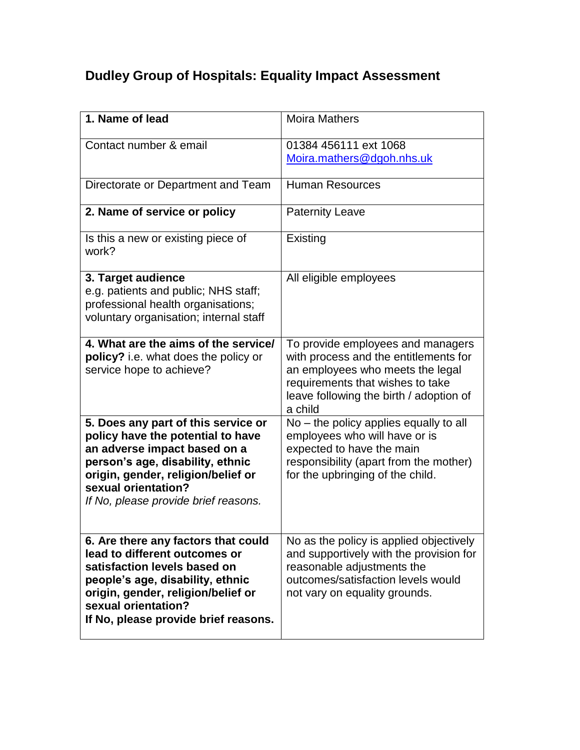# Dudley Group of Hospitals: Equality Impact Assessment

| | |
|---|---|
| **1. Name of lead** | Moira Mathers |
| Contact number & email | 01384 456111 ext 1068<br>Moira.mathers@dgoh.nhs.uk |
| Directorate or Department and Team | Human Resources |
| **2. Name of service or policy** | Paternity Leave |
| Is this a new or existing piece of work? | Existing |
| **3. Target audience**<br>e.g. patients and public; NHS staff; professional health organisations; voluntary organisation; internal staff | All eligible employees |
| **4. What are the aims of the service/ policy?** i.e. what does the policy or service hope to achieve? | To provide employees and managers with process and the entitlements for an employees who meets the legal requirements that wishes to take leave following the birth / adoption of a child |
| **5. Does any part of this service or policy have the potential to have an adverse impact based on a person's age, disability, ethnic origin, gender, religion/belief or sexual orientation?**<br>*If No, please provide brief reasons.* | No – the policy applies equally to all employees who will have or is expected to have the main responsibility (apart from the mother) for the upbringing of the child. |
| **6. Are there any factors that could lead to different outcomes or satisfaction levels based on people's age, disability, ethnic origin, gender, religion/belief or sexual orientation?**<br>**If No, please provide brief reasons.** | No as the policy is applied objectively and supportively with the provision for reasonable adjustments the outcomes/satisfaction levels would not vary on equality grounds. |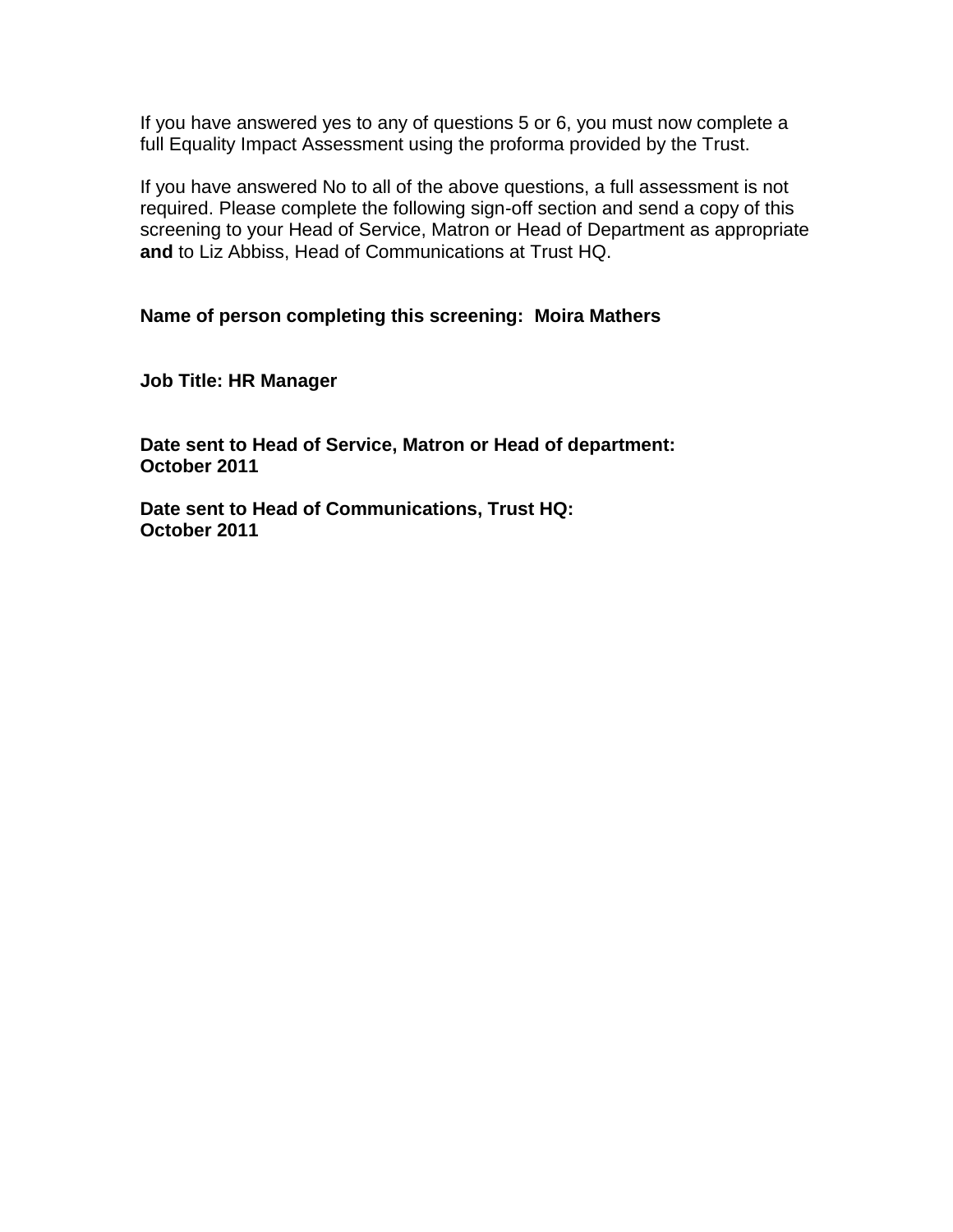If you have answered yes to any of questions 5 or 6, you must now complete a full Equality Impact Assessment using the proforma provided by the Trust.

If you have answered No to all of the above questions, a full assessment is not required. Please complete the following sign-off section and send a copy of this screening to your Head of Service, Matron or Head of Department as appropriate **and** to Liz Abbiss, Head of Communications at Trust HQ.

**Name of person completing this screening: Moira Mathers**

**Job Title: HR Manager**

**Date sent to Head of Service, Matron or Head of department: October 2011**

**Date sent to Head of Communications, Trust HQ: October 2011**